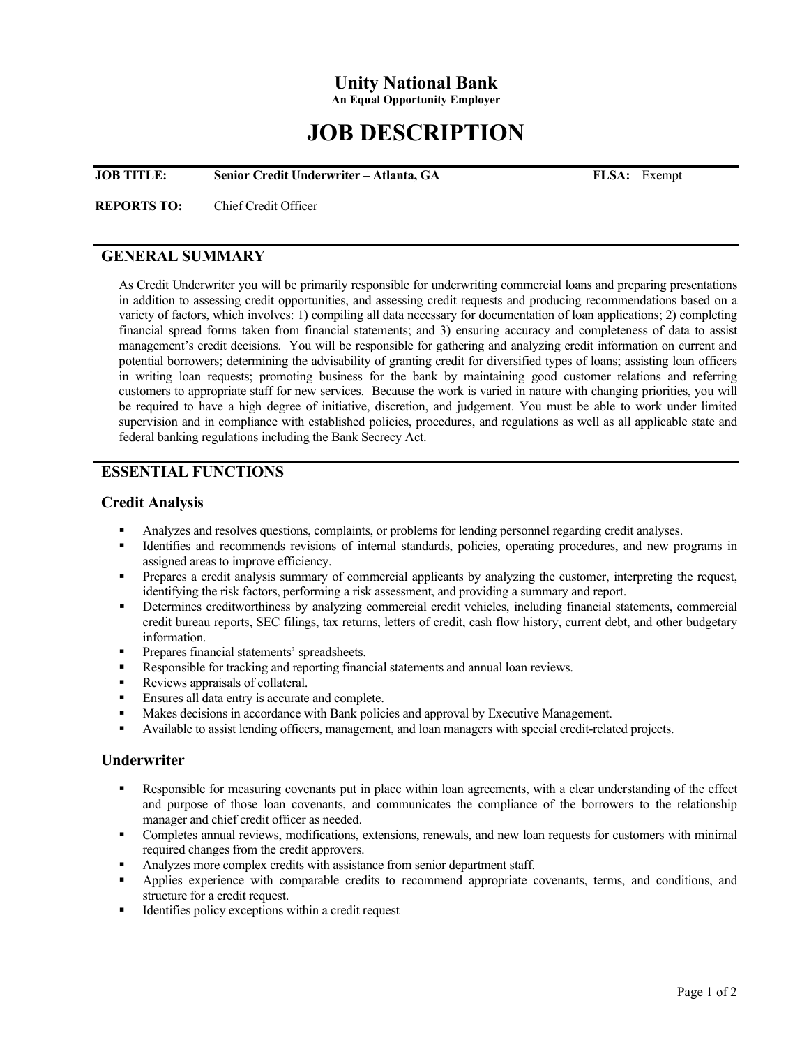# Unity National Bank

**An Equal Opportunity Employer**

# JOB DESCRIPTION

**JOB TITLE:** **Senior Credit Underwriter – Atlanta, GA** **FLSA:** Exempt

**REPORTS TO:** Chief Credit Officer

## GENERAL SUMMARY

As Credit Underwriter you will be primarily responsible for underwriting commercial loans and preparing presentations in addition to assessing credit opportunities, and assessing credit requests and producing recommendations based on a variety of factors, which involves: 1) compiling all data necessary for documentation of loan applications; 2) completing financial spread forms taken from financial statements; and 3) ensuring accuracy and completeness of data to assist management's credit decisions. You will be responsible for gathering and analyzing credit information on current and potential borrowers; determining the advisability of granting credit for diversified types of loans; assisting loan officers in writing loan requests; promoting business for the bank by maintaining good customer relations and referring customers to appropriate staff for new services. Because the work is varied in nature with changing priorities, you will be required to have a high degree of initiative, discretion, and judgement. You must be able to work under limited supervision and in compliance with established policies, procedures, and regulations as well as all applicable state and federal banking regulations including the Bank Secrecy Act.

## ESSENTIAL FUNCTIONS

### Credit Analysis

- Analyzes and resolves questions, complaints, or problems for lending personnel regarding credit analyses.
- Identifies and recommends revisions of internal standards, policies, operating procedures, and new programs in assigned areas to improve efficiency.
- Prepares a credit analysis summary of commercial applicants by analyzing the customer, interpreting the request, identifying the risk factors, performing a risk assessment, and providing a summary and report.
- Determines creditworthiness by analyzing commercial credit vehicles, including financial statements, commercial credit bureau reports, SEC filings, tax returns, letters of credit, cash flow history, current debt, and other budgetary information.
- Prepares financial statements' spreadsheets.
- Responsible for tracking and reporting financial statements and annual loan reviews.
- Reviews appraisals of collateral.
- Ensures all data entry is accurate and complete.
- Makes decisions in accordance with Bank policies and approval by Executive Management.
- Available to assist lending officers, management, and loan managers with special credit-related projects.

### Underwriter

- Responsible for measuring covenants put in place within loan agreements, with a clear understanding of the effect and purpose of those loan covenants, and communicates the compliance of the borrowers to the relationship manager and chief credit officer as needed.
- Completes annual reviews, modifications, extensions, renewals, and new loan requests for customers with minimal required changes from the credit approvers.
- Analyzes more complex credits with assistance from senior department staff.
- Applies experience with comparable credits to recommend appropriate covenants, terms, and conditions, and structure for a credit request.
- Identifies policy exceptions within a credit request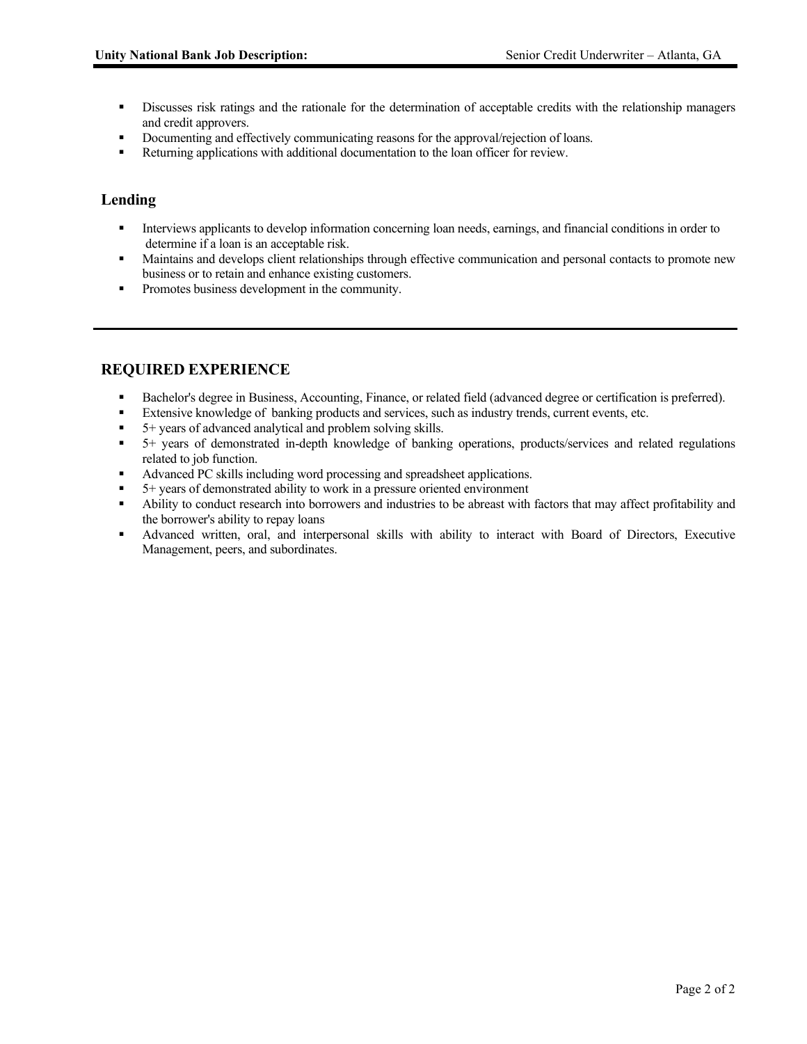- Discusses risk ratings and the rationale for the determination of acceptable credits with the relationship managers and credit approvers.
- Documenting and effectively communicating reasons for the approval/rejection of loans.
- Returning applications with additional documentation to the loan officer for review.

## Lending

- Interviews applicants to develop information concerning loan needs, earnings, and financial conditions in order to determine if a loan is an acceptable risk.
- Maintains and develops client relationships through effective communication and personal contacts to promote new business or to retain and enhance existing customers.
- Promotes business development in the community.

---

## REQUIRED EXPERIENCE

- Bachelor's degree in Business, Accounting, Finance, or related field (advanced degree or certification is preferred).
- Extensive knowledge of banking products and services, such as industry trends, current events, etc.
- 5+ years of advanced analytical and problem solving skills.
- 5+ years of demonstrated in-depth knowledge of banking operations, products/services and related regulations related to job function.
- Advanced PC skills including word processing and spreadsheet applications.
- 5+ years of demonstrated ability to work in a pressure oriented environment
- Ability to conduct research into borrowers and industries to be abreast with factors that may affect profitability and the borrower's ability to repay loans
- Advanced written, oral, and interpersonal skills with ability to interact with Board of Directors, Executive Management, peers, and subordinates.